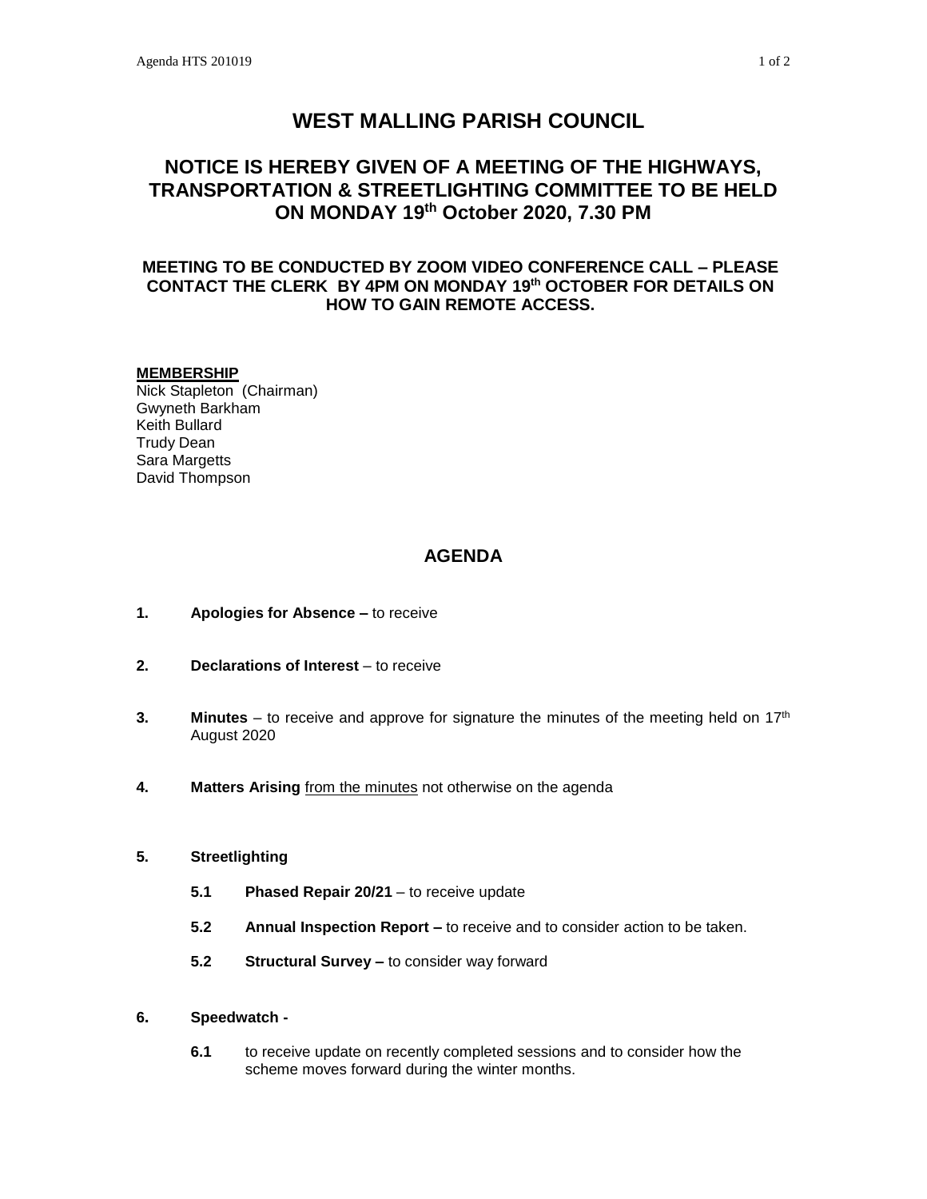# WEST MALLING PARISH COUNCIL

## NOTICE IS HEREBY GIVEN OF A MEETING OF THE HIGHWAYS, TRANSPORTATION & STREETLIGHTING COMMITTEE TO BE HELD ON MONDAY 19th October 2020, 7.30 PM

### MEETING TO BE CONDUCTED BY ZOOM VIDEO CONFERENCE CALL – PLEASE CONTACT THE CLERK BY 4PM ON MONDAY 19th OCTOBER FOR DETAILS ON HOW TO GAIN REMOTE ACCESS.

**MEMBERSHIP**

Nick Stapleton (Chairman)
Gwyneth Barkham
Keith Bullard
Trudy Dean
Sara Margetts
David Thompson

## AGENDA

**1. Apologies for Absence –** to receive

**2. Declarations of Interest** – to receive

**3. Minutes** – to receive and approve for signature the minutes of the meeting held on 17th August 2020

**4. Matters Arising** from the minutes not otherwise on the agenda

**5. Streetlighting**

- **5.1 Phased Repair 20/21** – to receive update
- **5.2 Annual Inspection Report –** to receive and to consider action to be taken.
- **5.2 Structural Survey –** to consider way forward

**6. Speedwatch -**

- **6.1** to receive update on recently completed sessions and to consider how the scheme moves forward during the winter months.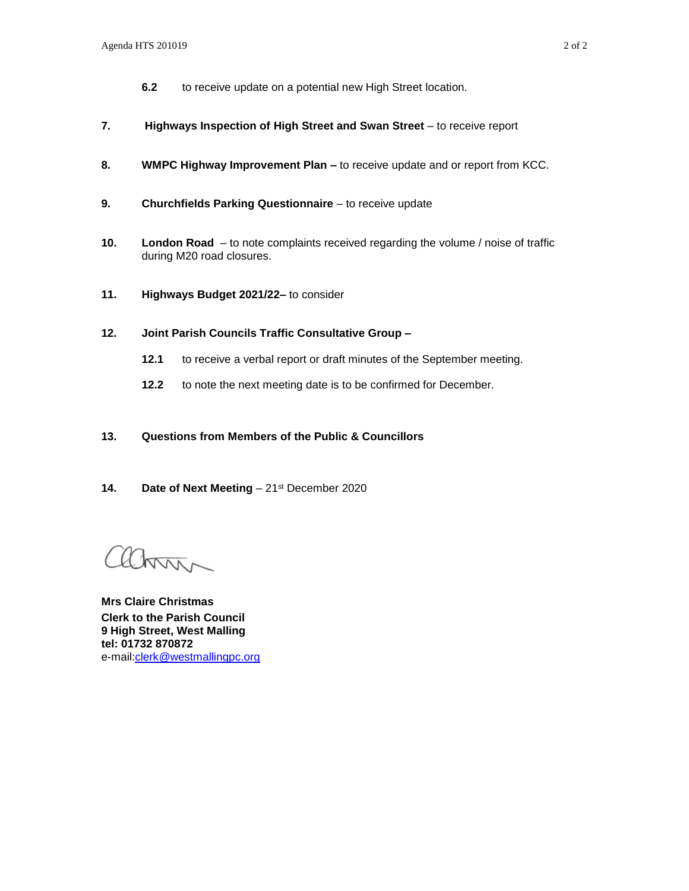**6.2** to receive update on a potential new High Street location.

**7. Highways Inspection of High Street and Swan Street** – to receive report

**8. WMPC Highway Improvement Plan –** to receive update and or report from KCC.

**9. Churchfields Parking Questionnaire** – to receive update

**10. London Road** – to note complaints received regarding the volume / noise of traffic during M20 road closures.

**11. Highways Budget 2021/22–** to consider

**12. Joint Parish Councils Traffic Consultative Group –**

**12.1** to receive a verbal report or draft minutes of the September meeting.

**12.2** to note the next meeting date is to be confirmed for December.

**13. Questions from Members of the Public & Councillors**

**14. Date of Next Meeting** – 21st December 2020

**Mrs Claire Christmas**
**Clerk to the Parish Council**
**9 High Street, West Malling**
**tel: 01732 870872**
e-mail:clerk@westmallingpc.org